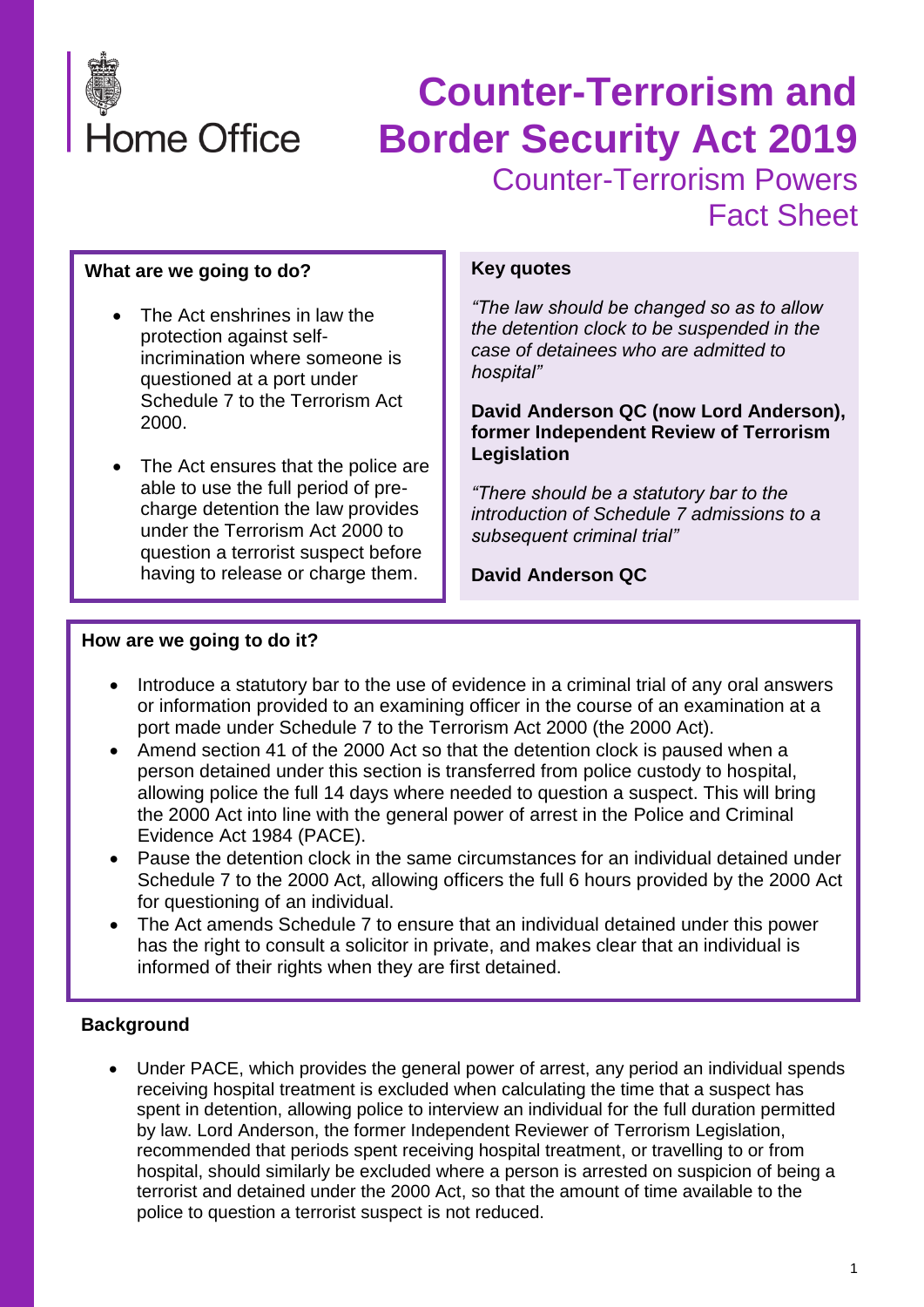Home Office

# Counter-Terrorism and Border Security Act 2019

## Counter-Terrorism Powers Fact Sheet

### What are we going to do?

- The Act enshrines in law the protection against self-incrimination where someone is questioned at a port under Schedule 7 to the Terrorism Act 2000.
- The Act ensures that the police are able to use the full period of pre-charge detention the law provides under the Terrorism Act 2000 to question a terrorist suspect before having to release or charge them.

### Key quotes

*"The law should be changed so as to allow the detention clock to be suspended in the case of detainees who are admitted to hospital"*

**David Anderson QC (now Lord Anderson), former Independent Review of Terrorism Legislation**

*"There should be a statutory bar to the introduction of Schedule 7 admissions to a subsequent criminal trial"*

**David Anderson QC**

### How are we going to do it?

- Introduce a statutory bar to the use of evidence in a criminal trial of any oral answers or information provided to an examining officer in the course of an examination at a port made under Schedule 7 to the Terrorism Act 2000 (the 2000 Act).
- Amend section 41 of the 2000 Act so that the detention clock is paused when a person detained under this section is transferred from police custody to hospital, allowing police the full 14 days where needed to question a suspect. This will bring the 2000 Act into line with the general power of arrest in the Police and Criminal Evidence Act 1984 (PACE).
- Pause the detention clock in the same circumstances for an individual detained under Schedule 7 to the 2000 Act, allowing officers the full 6 hours provided by the 2000 Act for questioning of an individual.
- The Act amends Schedule 7 to ensure that an individual detained under this power has the right to consult a solicitor in private, and makes clear that an individual is informed of their rights when they are first detained.

### Background

- Under PACE, which provides the general power of arrest, any period an individual spends receiving hospital treatment is excluded when calculating the time that a suspect has spent in detention, allowing police to interview an individual for the full duration permitted by law. Lord Anderson, the former Independent Reviewer of Terrorism Legislation, recommended that periods spent receiving hospital treatment, or travelling to or from hospital, should similarly be excluded where a person is arrested on suspicion of being a terrorist and detained under the 2000 Act, so that the amount of time available to the police to question a terrorist suspect is not reduced.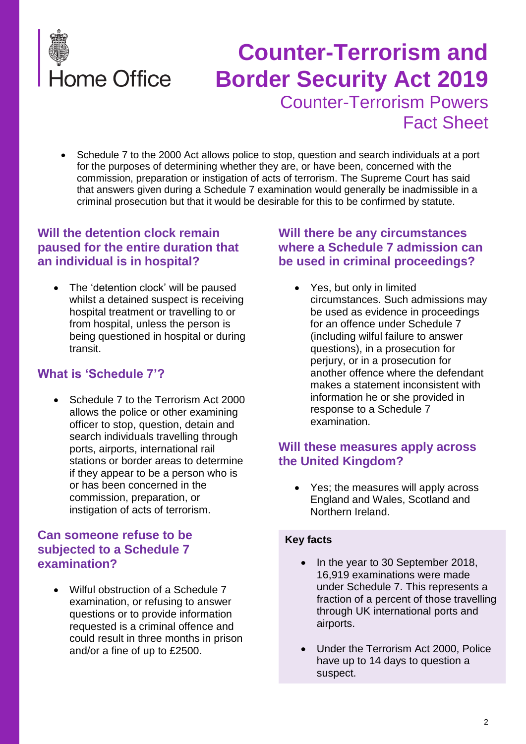# Counter-Terrorism and Border Security Act 2019

## Counter-Terrorism Powers Fact Sheet

- Schedule 7 to the 2000 Act allows police to stop, question and search individuals at a port for the purposes of determining whether they are, or have been, concerned with the commission, preparation or instigation of acts of terrorism. The Supreme Court has said that answers given during a Schedule 7 examination would generally be inadmissible in a criminal prosecution but that it would be desirable for this to be confirmed by statute.

### Will the detention clock remain paused for the entire duration that an individual is in hospital?

- The 'detention clock' will be paused whilst a detained suspect is receiving hospital treatment or travelling to or from hospital, unless the person is being questioned in hospital or during transit.

### What is 'Schedule 7'?

- Schedule 7 to the Terrorism Act 2000 allows the police or other examining officer to stop, question, detain and search individuals travelling through ports, airports, international rail stations or border areas to determine if they appear to be a person who is or has been concerned in the commission, preparation, or instigation of acts of terrorism.

### Can someone refuse to be subjected to a Schedule 7 examination?

- Wilful obstruction of a Schedule 7 examination, or refusing to answer questions or to provide information requested is a criminal offence and could result in three months in prison and/or a fine of up to £2500.

### Will there be any circumstances where a Schedule 7 admission can be used in criminal proceedings?

- Yes, but only in limited circumstances. Such admissions may be used as evidence in proceedings for an offence under Schedule 7 (including wilful failure to answer questions), in a prosecution for perjury, or in a prosecution for another offence where the defendant makes a statement inconsistent with information he or she provided in response to a Schedule 7 examination.

### Will these measures apply across the United Kingdom?

- Yes; the measures will apply across England and Wales, Scotland and Northern Ireland.

**Key facts**

- In the year to 30 September 2018, 16,919 examinations were made under Schedule 7. This represents a fraction of a percent of those travelling through UK international ports and airports.
- Under the Terrorism Act 2000, Police have up to 14 days to question a suspect.